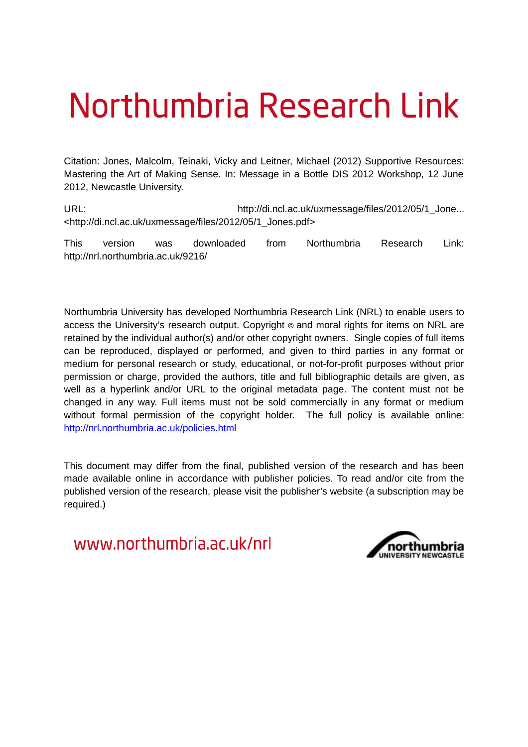# Northumbria Research Link

Citation: Jones, Malcolm, Teinaki, Vicky and Leitner, Michael (2012) Supportive Resources: Mastering the Art of Making Sense. In: Message in a Bottle DIS 2012 Workshop, 12 June 2012, Newcastle University.

URL: http://di.ncl.ac.uk/uxmessage/files/2012/05/1_Jone... <http://di.ncl.ac.uk/uxmessage/files/2012/05/1_Jones.pdf>

This version was downloaded from Northumbria Research Link: http://nrl.northumbria.ac.uk/9216/

Northumbria University has developed Northumbria Research Link (NRL) to enable users to access the University's research output. Copyright © and moral rights for items on NRL are retained by the individual author(s) and/or other copyright owners. Single copies of full items can be reproduced, displayed or performed, and given to third parties in any format or medium for personal research or study, educational, or not-for-profit purposes without prior permission or charge, provided the authors, title and full bibliographic details are given, as well as a hyperlink and/or URL to the original metadata page. The content must not be changed in any way. Full items must not be sold commercially in any format or medium without formal permission of the copyright holder. The full policy is available online: http://nrl.northumbria.ac.uk/policies.html

This document may differ from the final, published version of the research and has been made available online in accordance with publisher policies. To read and/or cite from the published version of the research, please visit the publisher's website (a subscription may be required.)

www.northumbria.ac.uk/nrl

northumbria UNIVERSITY NEWCASTLE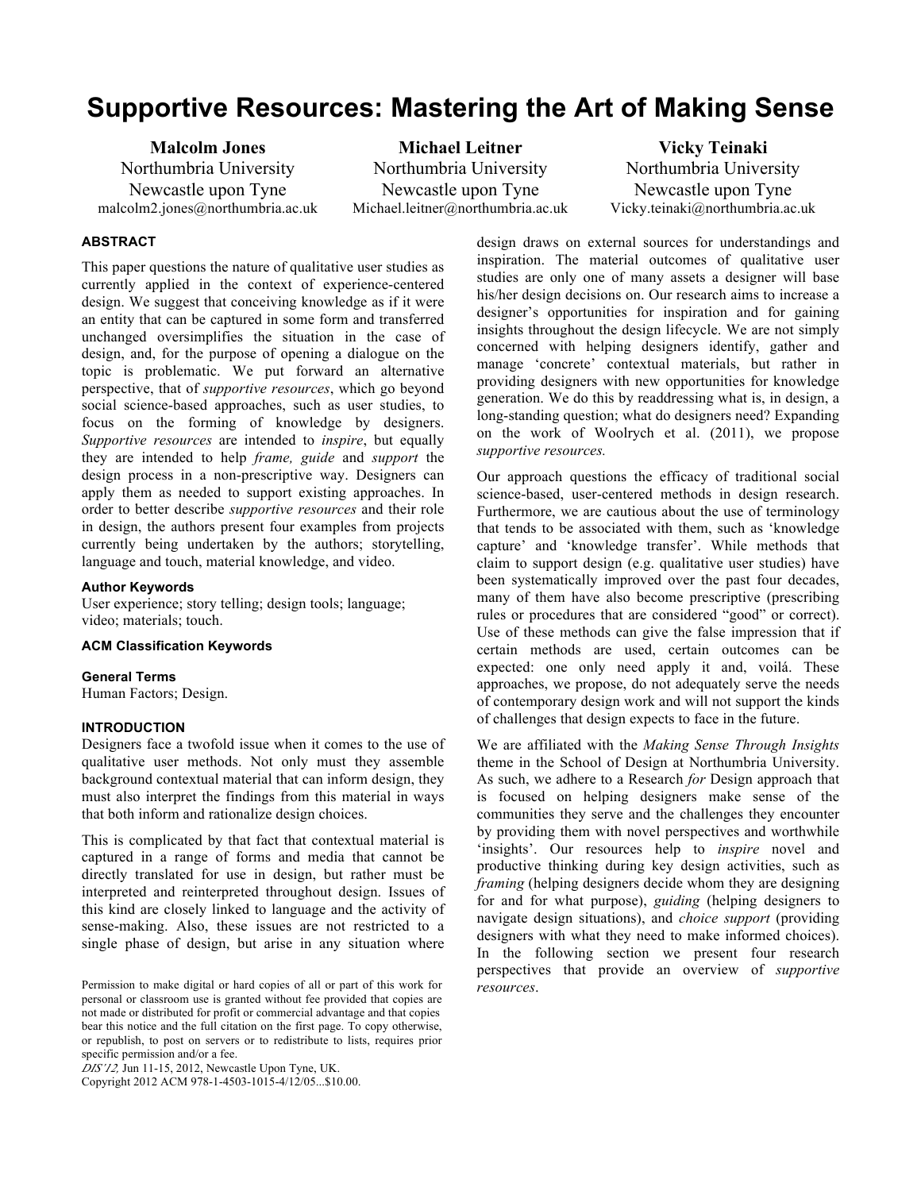# Supportive Resources: Mastering the Art of Making Sense

**Malcolm Jones**
Northumbria University
Newcastle upon Tyne
malcolm2.jones@northumbria.ac.uk

**Michael Leitner**
Northumbria University
Newcastle upon Tyne
Michael.leitner@northumbria.ac.uk

**Vicky Teinaki**
Northumbria University
Newcastle upon Tyne
Vicky.teinaki@northumbria.ac.uk

## ABSTRACT

This paper questions the nature of qualitative user studies as currently applied in the context of experience-centered design. We suggest that conceiving knowledge as if it were an entity that can be captured in some form and transferred unchanged oversimplifies the situation in the case of design, and, for the purpose of opening a dialogue on the topic is problematic. We put forward an alternative perspective, that of *supportive resources*, which go beyond social science-based approaches, such as user studies, to focus on the forming of knowledge by designers. *Supportive resources* are intended to *inspire*, but equally they are intended to help *frame, guide* and *support* the design process in a non-prescriptive way. Designers can apply them as needed to support existing approaches. In order to better describe *supportive resources* and their role in design, the authors present four examples from projects currently being undertaken by the authors; storytelling, language and touch, material knowledge, and video.

### Author Keywords

User experience; story telling; design tools; language; video; materials; touch.

### ACM Classification Keywords

### General Terms

Human Factors; Design.

## INTRODUCTION

Designers face a twofold issue when it comes to the use of qualitative user methods. Not only must they assemble background contextual material that can inform design, they must also interpret the findings from this material in ways that both inform and rationalize design choices.

This is complicated by that fact that contextual material is captured in a range of forms and media that cannot be directly translated for use in design, but rather must be interpreted and reinterpreted throughout design. Issues of this kind are closely linked to language and the activity of sense-making. Also, these issues are not restricted to a single phase of design, but arise in any situation where design draws on external sources for understandings and inspiration. The material outcomes of qualitative user studies are only one of many assets a designer will base his/her design decisions on. Our research aims to increase a designer's opportunities for inspiration and for gaining insights throughout the design lifecycle. We are not simply concerned with helping designers identify, gather and manage 'concrete' contextual materials, but rather in providing designers with new opportunities for knowledge generation. We do this by readdressing what is, in design, a long-standing question; what do designers need? Expanding on the work of Woolrych et al. (2011), we propose *supportive resources.*

Our approach questions the efficacy of traditional social science-based, user-centered methods in design research. Furthermore, we are cautious about the use of terminology that tends to be associated with them, such as 'knowledge capture' and 'knowledge transfer'. While methods that claim to support design (e.g. qualitative user studies) have been systematically improved over the past four decades, many of them have also become prescriptive (prescribing rules or procedures that are considered "good" or correct). Use of these methods can give the false impression that if certain methods are used, certain outcomes can be expected: one only need apply it and, voilá. These approaches, we propose, do not adequately serve the needs of contemporary design work and will not support the kinds of challenges that design expects to face in the future.

We are affiliated with the *Making Sense Through Insights* theme in the School of Design at Northumbria University. As such, we adhere to a Research *for* Design approach that is focused on helping designers make sense of the communities they serve and the challenges they encounter by providing them with novel perspectives and worthwhile 'insights'. Our resources help to *inspire* novel and productive thinking during key design activities, such as *framing* (helping designers decide whom they are designing for and for what purpose), *guiding* (helping designers to navigate design situations), and *choice support* (providing designers with what they need to make informed choices). In the following section we present four research perspectives that provide an overview of *supportive resources*.

Permission to make digital or hard copies of all or part of this work for personal or classroom use is granted without fee provided that copies are not made or distributed for profit or commercial advantage and that copies bear this notice and the full citation on the first page. To copy otherwise, or republish, to post on servers or to redistribute to lists, requires prior specific permission and/or a fee.
*DIS'12,* Jun 11-15, 2012, Newcastle Upon Tyne, UK.
Copyright 2012 ACM 978-1-4503-1015-4/12/05...$10.00.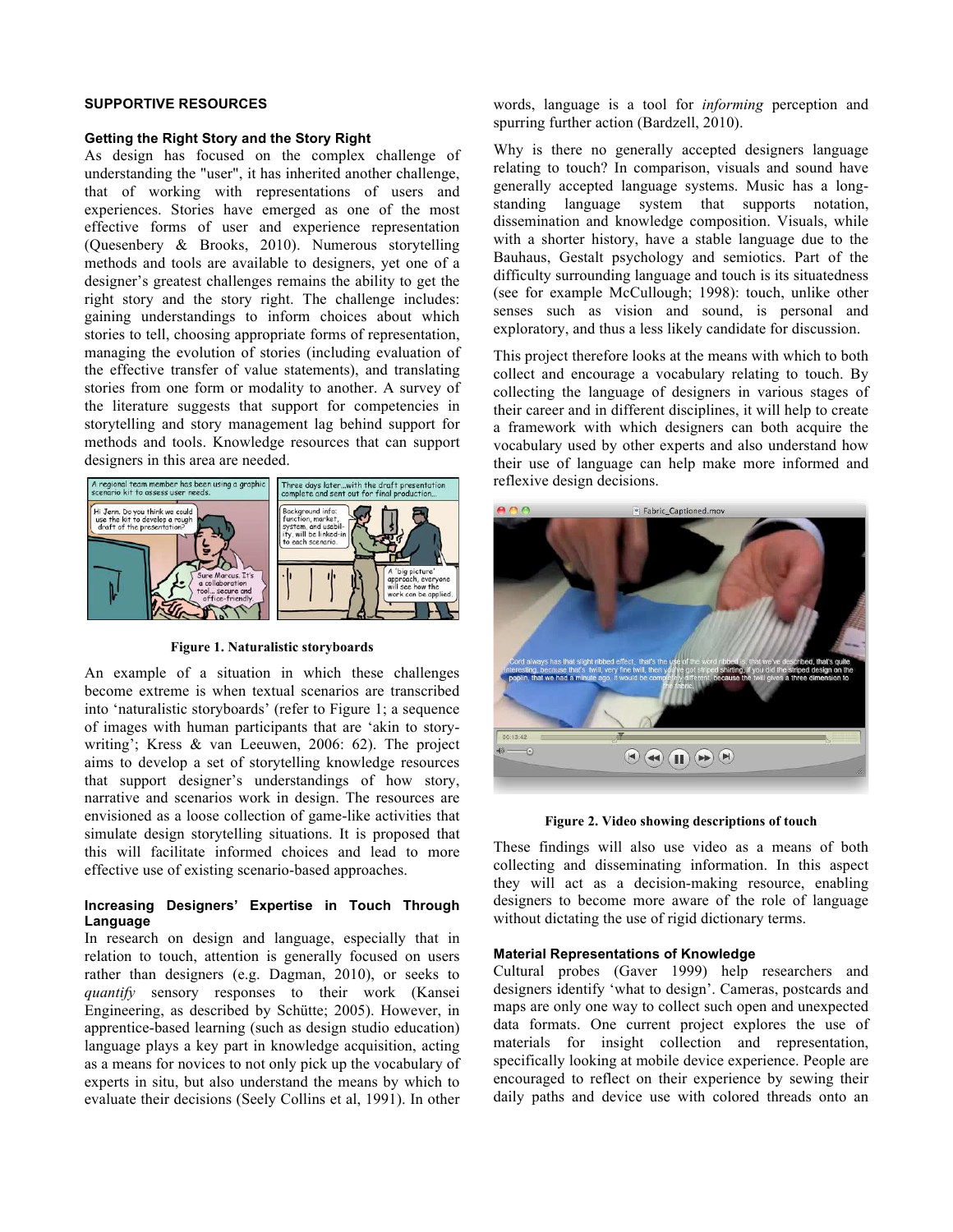## SUPPORTIVE RESOURCES

### Getting the Right Story and the Story Right

As design has focused on the complex challenge of understanding the "user", it has inherited another challenge, that of working with representations of users and experiences. Stories have emerged as one of the most effective forms of user and experience representation (Quesenbery & Brooks, 2010). Numerous storytelling methods and tools are available to designers, yet one of a designer's greatest challenges remains the ability to get the right story and the story right. The challenge includes: gaining understandings to inform choices about which stories to tell, choosing appropriate forms of representation, managing the evolution of stories (including evaluation of the effective transfer of value statements), and translating stories from one form or modality to another. A survey of the literature suggests that support for competencies in storytelling and story management lag behind support for methods and tools. Knowledge resources that can support designers in this area are needed.

**Figure 1. Naturalistic storyboards**

An example of a situation in which these challenges become extreme is when textual scenarios are transcribed into 'naturalistic storyboards' (refer to Figure 1; a sequence of images with human participants that are 'akin to story-writing'; Kress & van Leeuwen, 2006: 62). The project aims to develop a set of storytelling knowledge resources that support designer's understandings of how story, narrative and scenarios work in design. The resources are envisioned as a loose collection of game-like activities that simulate design storytelling situations. It is proposed that this will facilitate informed choices and lead to more effective use of existing scenario-based approaches.

### Increasing Designers' Expertise in Touch Through Language

In research on design and language, especially that in relation to touch, attention is generally focused on users rather than designers (e.g. Dagman, 2010), or seeks to *quantify* sensory responses to their work (Kansei Engineering, as described by Schütte; 2005). However, in apprentice-based learning (such as design studio education) language plays a key part in knowledge acquisition, acting as a means for novices to not only pick up the vocabulary of experts in situ, but also understand the means by which to evaluate their decisions (Seely Collins et al, 1991). In other words, language is a tool for *informing* perception and spurring further action (Bardzell, 2010).

Why is there no generally accepted designers language relating to touch? In comparison, visuals and sound have generally accepted language systems. Music has a long-standing language system that supports notation, dissemination and knowledge composition. Visuals, while with a shorter history, have a stable language due to the Bauhaus, Gestalt psychology and semiotics. Part of the difficulty surrounding language and touch is its situatedness (see for example McCullough; 1998): touch, unlike other senses such as vision and sound, is personal and exploratory, and thus a less likely candidate for discussion.

This project therefore looks at the means with which to both collect and encourage a vocabulary relating to touch. By collecting the language of designers in various stages of their career and in different disciplines, it will help to create a framework with which designers can both acquire the vocabulary used by other experts and also understand how their use of language can help make more informed and reflexive design decisions.

**Figure 2. Video showing descriptions of touch**

These findings will also use video as a means of both collecting and disseminating information. In this aspect they will act as a decision-making resource, enabling designers to become more aware of the role of language without dictating the use of rigid dictionary terms.

### Material Representations of Knowledge

Cultural probes (Gaver 1999) help researchers and designers identify 'what to design'. Cameras, postcards and maps are only one way to collect such open and unexpected data formats. One current project explores the use of materials for insight collection and representation, specifically looking at mobile device experience. People are encouraged to reflect on their experience by sewing their daily paths and device use with colored threads onto an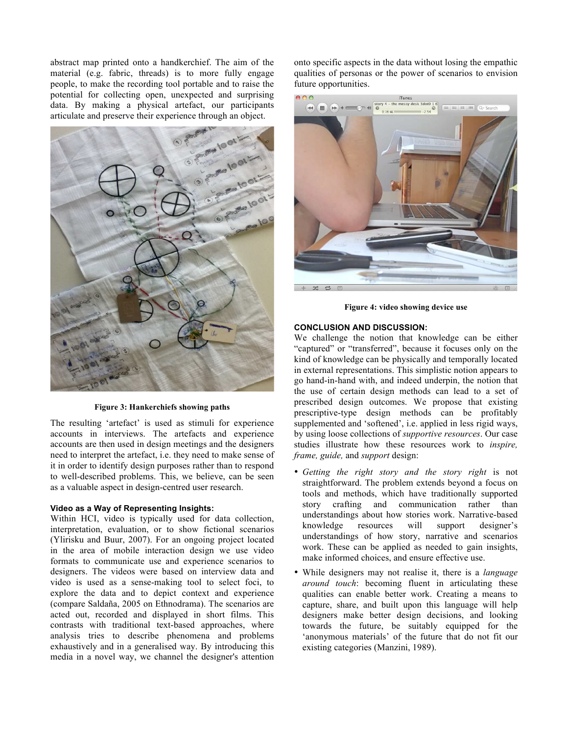abstract map printed onto a handkerchief. The aim of the material (e.g. fabric, threads) is to more fully engage people, to make the recording tool portable and to raise the potential for collecting open, unexpected and surprising data. By making a physical artefact, our participants articulate and preserve their experience through an object.

**Figure 3: Hankerchiefs showing paths**

The resulting 'artefact' is used as stimuli for experience accounts in interviews. The artefacts and experience accounts are then used in design meetings and the designers need to interpret the artefact, i.e. they need to make sense of it in order to identify design purposes rather than to respond to well-described problems. This, we believe, can be seen as a valuable aspect in design-centred user research.

### Video as a Way of Representing Insights:

Within HCI, video is typically used for data collection, interpretation, evaluation, or to show fictional scenarios (Ylirisku and Buur, 2007). For an ongoing project located in the area of mobile interaction design we use video formats to communicate use and experience scenarios to designers. The videos were based on interview data and video is used as a sense-making tool to select foci, to explore the data and to depict context and experience (compare Saldaña, 2005 on Ethnodrama). The scenarios are acted out, recorded and displayed in short films. This contrasts with traditional text-based approaches, where analysis tries to describe phenomena and problems exhaustively and in a generalised way. By introducing this media in a novel way, we channel the designer's attention onto specific aspects in the data without losing the empathic qualities of personas or the power of scenarios to envision future opportunities.

**Figure 4: video showing device use**

## CONCLUSION AND DISCUSSION:

We challenge the notion that knowledge can be either "captured" or "transferred", because it focuses only on the kind of knowledge can be physically and temporally located in external representations. This simplistic notion appears to go hand-in-hand with, and indeed underpin, the notion that the use of certain design methods can lead to a set of prescribed design outcomes. We propose that existing prescriptive-type design methods can be profitably supplemented and 'softened', i.e. applied in less rigid ways, by using loose collections of *supportive resources*. Our case studies illustrate how these resources work to *inspire, frame, guide,* and *support* design:

- *Getting the right story and the story right* is not straightforward. The problem extends beyond a focus on tools and methods, which have traditionally supported story crafting and communication rather than understandings about how stories work. Narrative-based knowledge resources will support designer's understandings of how story, narrative and scenarios work. These can be applied as needed to gain insights, make informed choices, and ensure effective use.
- While designers may not realise it, there is a *language around touch*: becoming fluent in articulating these qualities can enable better work. Creating a means to capture, share, and built upon this language will help designers make better design decisions, and looking towards the future, be suitably equipped for the 'anonymous materials' of the future that do not fit our existing categories (Manzini, 1989).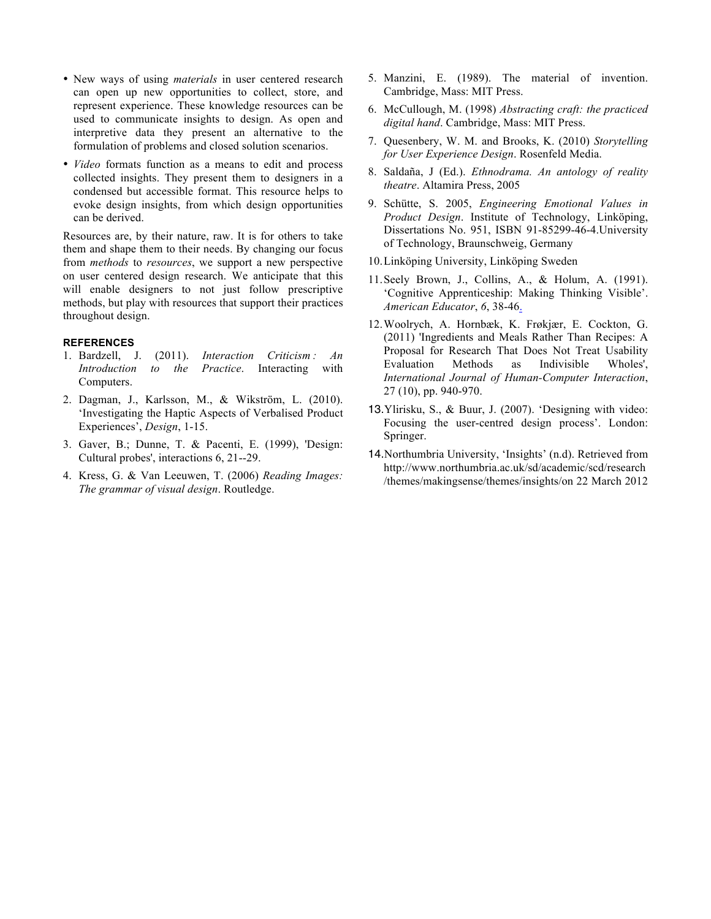- New ways of using *materials* in user centered research can open up new opportunities to collect, store, and represent experience. These knowledge resources can be used to communicate insights to design. As open and interpretive data they present an alternative to the formulation of problems and closed solution scenarios.
- *Video* formats function as a means to edit and process collected insights. They present them to designers in a condensed but accessible format. This resource helps to evoke design insights, from which design opportunities can be derived.

Resources are, by their nature, raw. It is for others to take them and shape them to their needs. By changing our focus from *methods* to *resources*, we support a new perspective on user centered design research. We anticipate that this will enable designers to not just follow prescriptive methods, but play with resources that support their practices throughout design.

## REFERENCES

1. Bardzell, J. (2011). *Interaction Criticism : An Introduction to the Practice*. Interacting with Computers.
2. Dagman, J., Karlsson, M., & Wikström, L. (2010). 'Investigating the Haptic Aspects of Verbalised Product Experiences', *Design*, 1-15.
3. Gaver, B.; Dunne, T. & Pacenti, E. (1999), 'Design: Cultural probes', interactions 6, 21--29.
4. Kress, G. & Van Leeuwen, T. (2006) *Reading Images: The grammar of visual design*. Routledge.
5. Manzini, E. (1989). The material of invention. Cambridge, Mass: MIT Press.
6. McCullough, M. (1998) *Abstracting craft: the practiced digital hand*. Cambridge, Mass: MIT Press.
7. Quesenbery, W. M. and Brooks, K. (2010) *Storytelling for User Experience Design*. Rosenfeld Media.
8. Saldaña, J (Ed.). *Ethnodrama. An antology of reality theatre*. Altamira Press, 2005
9. Schütte, S. 2005, *Engineering Emotional Values in Product Design*. Institute of Technology, Linköping, Dissertations No. 951, ISBN 91-85299-46-4.University of Technology, Braunschweig, Germany
10. Linköping University, Linköping Sweden
11. Seely Brown, J., Collins, A., & Holum, A. (1991). 'Cognitive Apprenticeship: Making Thinking Visible'. *American Educator*, *6*, 38-46.
12. Woolrych, A. Hornbæk, K. Frøkjær, E. Cockton, G. (2011) 'Ingredients and Meals Rather Than Recipes: A Proposal for Research That Does Not Treat Usability Evaluation Methods as Indivisible Wholes', *International Journal of Human-Computer Interaction*, 27 (10), pp. 940-970.
13. Ylirisku, S., & Buur, J. (2007). 'Designing with video: Focusing the user-centred design process'. London: Springer.
14. Northumbria University, 'Insights' (n.d). Retrieved from http://www.northumbria.ac.uk/sd/academic/scd/research/themes/makingsense/themes/insights/on 22 March 2012